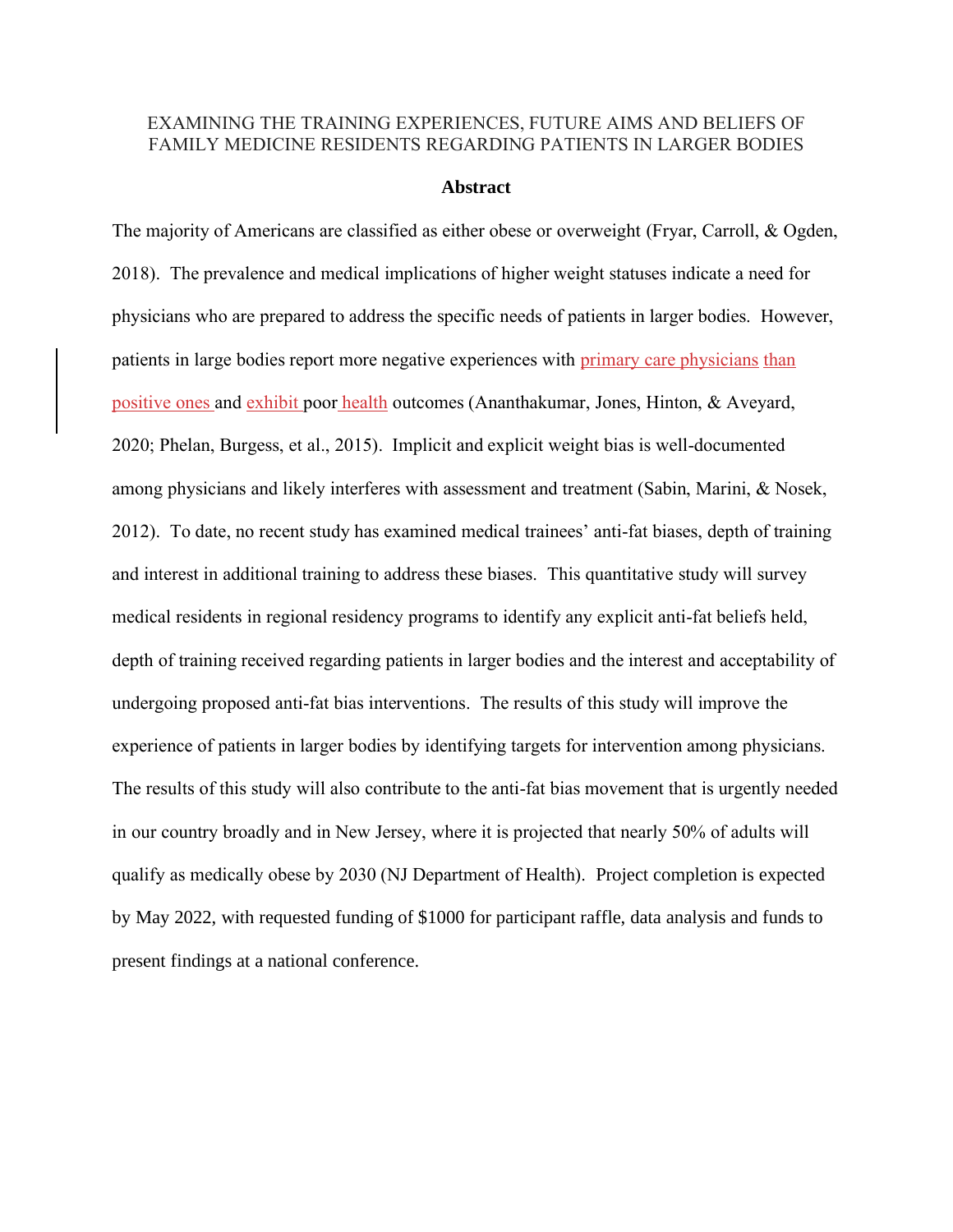EXAMINING THE TRAINING EXPERIENCES, FUTURE AIMS AND BELIEFS OF FAMILY MEDICINE RESIDENTS REGARDING PATIENTS IN LARGER BODIES

## Abstract

The majority of Americans are classified as either obese or overweight (Fryar, Carroll, & Ogden, 2018). The prevalence and medical implications of higher weight statuses indicate a need for physicians who are prepared to address the specific needs of patients in larger bodies. However, patients in large bodies report more negative experiences with primary care physicians than positive ones and exhibit poor health outcomes (Ananthakumar, Jones, Hinton, & Aveyard, 2020; Phelan, Burgess, et al., 2015). Implicit and explicit weight bias is well-documented among physicians and likely interferes with assessment and treatment (Sabin, Marini, & Nosek, 2012). To date, no recent study has examined medical trainees' anti-fat biases, depth of training and interest in additional training to address these biases. This quantitative study will survey medical residents in regional residency programs to identify any explicit anti-fat beliefs held, depth of training received regarding patients in larger bodies and the interest and acceptability of undergoing proposed anti-fat bias interventions. The results of this study will improve the experience of patients in larger bodies by identifying targets for intervention among physicians. The results of this study will also contribute to the anti-fat bias movement that is urgently needed in our country broadly and in New Jersey, where it is projected that nearly 50% of adults will qualify as medically obese by 2030 (NJ Department of Health). Project completion is expected by May 2022, with requested funding of $1000 for participant raffle, data analysis and funds to present findings at a national conference.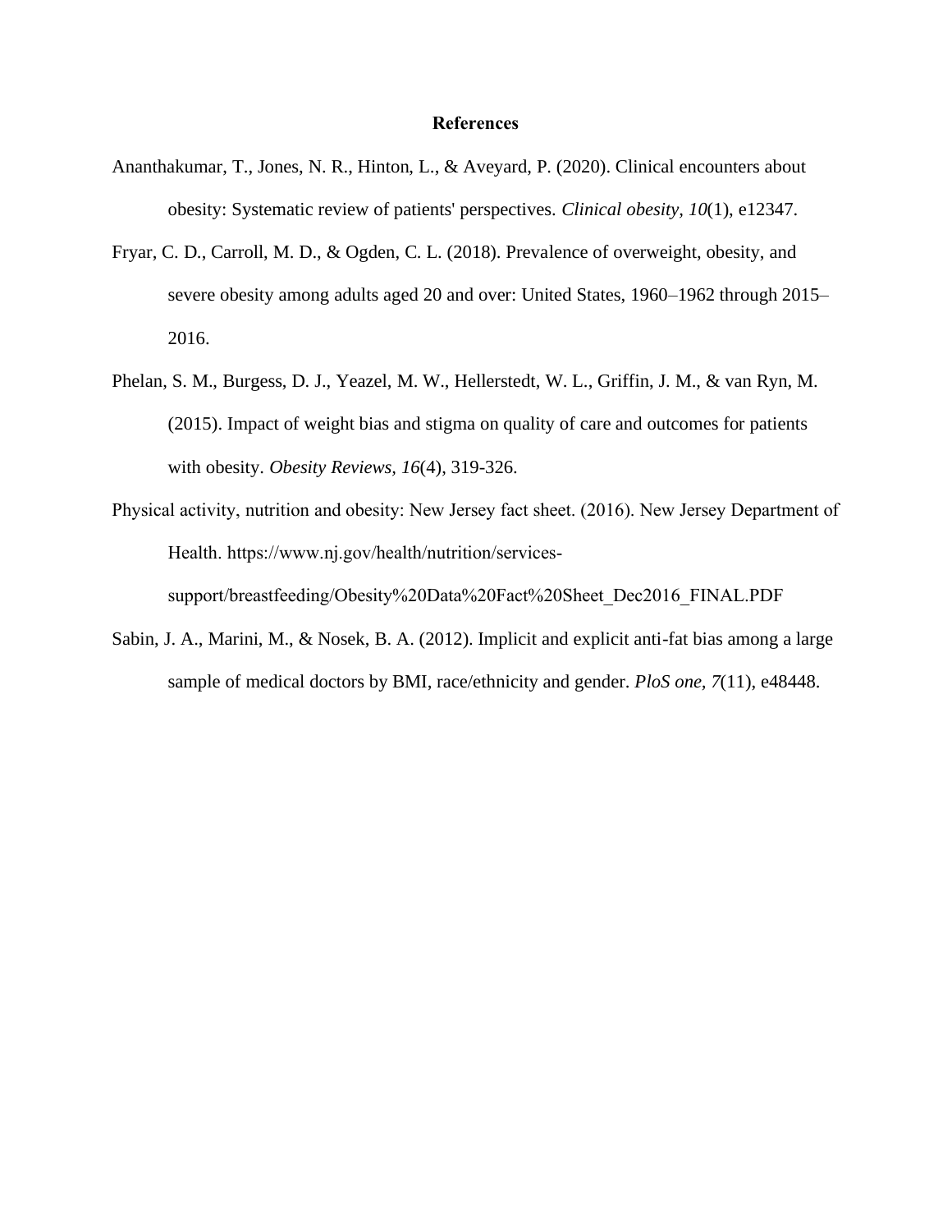# References

Ananthakumar, T., Jones, N. R., Hinton, L., & Aveyard, P. (2020). Clinical encounters about obesity: Systematic review of patients' perspectives. *Clinical obesity, 10*(1), e12347.

Fryar, C. D., Carroll, M. D., & Ogden, C. L. (2018). Prevalence of overweight, obesity, and severe obesity among adults aged 20 and over: United States, 1960–1962 through 2015–2016.

Phelan, S. M., Burgess, D. J., Yeazel, M. W., Hellerstedt, W. L., Griffin, J. M., & van Ryn, M. (2015). Impact of weight bias and stigma on quality of care and outcomes for patients with obesity. *Obesity Reviews, 16*(4), 319-326.

Physical activity, nutrition and obesity: New Jersey fact sheet. (2016). New Jersey Department of Health. https://www.nj.gov/health/nutrition/services-support/breastfeeding/Obesity%20Data%20Fact%20Sheet_Dec2016_FINAL.PDF

Sabin, J. A., Marini, M., & Nosek, B. A. (2012). Implicit and explicit anti-fat bias among a large sample of medical doctors by BMI, race/ethnicity and gender. *PloS one, 7*(11), e48448.